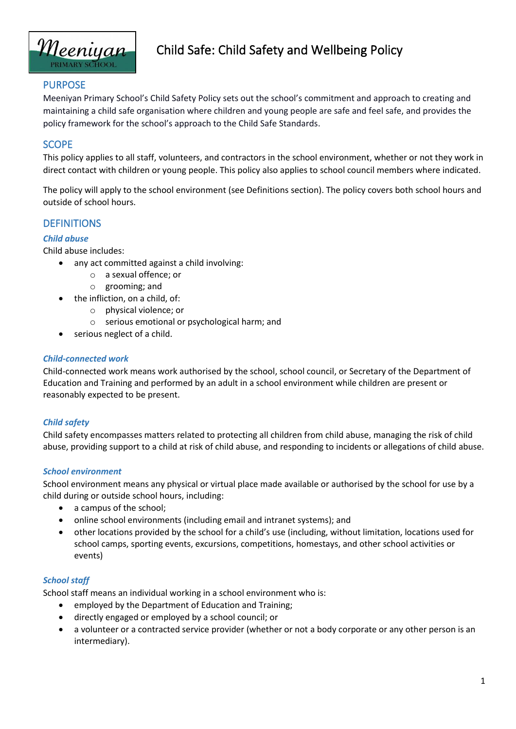# Child Safe: Child Safety and Wellbeing Policy

## PURPOSE

Meeniyan Primary School's Child Safety Policy sets out the school's commitment and approach to creating and maintaining a child safe organisation where children and young people are safe and feel safe, and provides the policy framework for the school's approach to the Child Safe Standards.

## SCOPE

This policy applies to all staff, volunteers, and contractors in the school environment, whether or not they work in direct contact with children or young people. This policy also applies to school council members where indicated.

The policy will apply to the school environment (see Definitions section). The policy covers both school hours and outside of school hours.

## DEFINITIONS

### *Child abuse*

Child abuse includes:

- any act committed against a child involving:
  - a sexual offence; or
  - grooming; and
- the infliction, on a child, of:
  - physical violence; or
  - serious emotional or psychological harm; and
- serious neglect of a child.

### *Child-connected work*

Child-connected work means work authorised by the school, school council, or Secretary of the Department of Education and Training and performed by an adult in a school environment while children are present or reasonably expected to be present.

### *Child safety*

Child safety encompasses matters related to protecting all children from child abuse, managing the risk of child abuse, providing support to a child at risk of child abuse, and responding to incidents or allegations of child abuse.

### *School environment*

School environment means any physical or virtual place made available or authorised by the school for use by a child during or outside school hours, including:

- a campus of the school;
- online school environments (including email and intranet systems); and
- other locations provided by the school for a child's use (including, without limitation, locations used for school camps, sporting events, excursions, competitions, homestays, and other school activities or events)

### *School staff*

School staff means an individual working in a school environment who is:

- employed by the Department of Education and Training;
- directly engaged or employed by a school council; or
- a volunteer or a contracted service provider (whether or not a body corporate or any other person is an intermediary).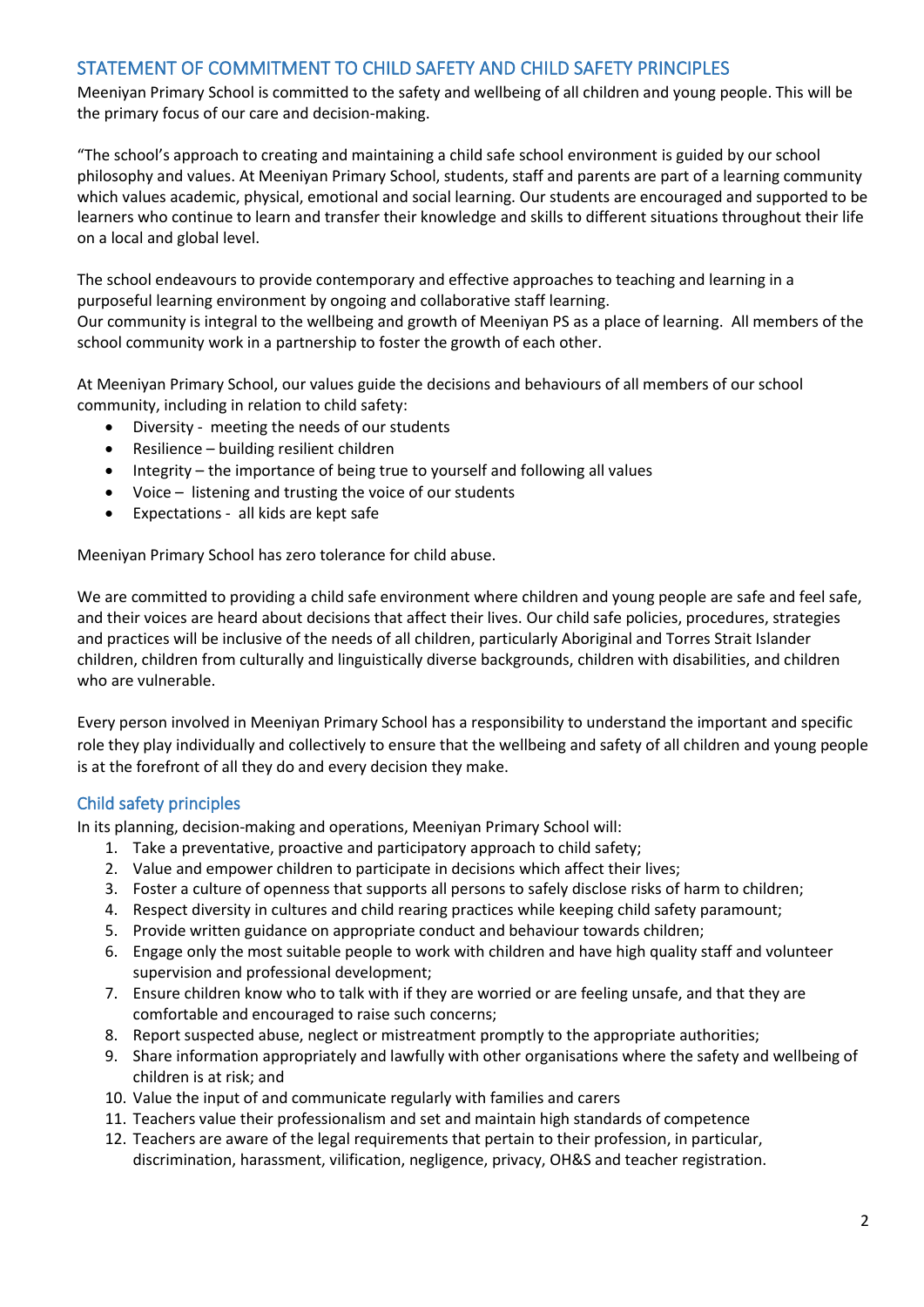## STATEMENT OF COMMITMENT TO CHILD SAFETY AND CHILD SAFETY PRINCIPLES

Meeniyan Primary School is committed to the safety and wellbeing of all children and young people. This will be the primary focus of our care and decision-making.

"The school's approach to creating and maintaining a child safe school environment is guided by our school philosophy and values. At Meeniyan Primary School, students, staff and parents are part of a learning community which values academic, physical, emotional and social learning. Our students are encouraged and supported to be learners who continue to learn and transfer their knowledge and skills to different situations throughout their life on a local and global level.

The school endeavours to provide contemporary and effective approaches to teaching and learning in a purposeful learning environment by ongoing and collaborative staff learning.
Our community is integral to the wellbeing and growth of Meeniyan PS as a place of learning. All members of the school community work in a partnership to foster the growth of each other.

At Meeniyan Primary School, our values guide the decisions and behaviours of all members of our school community, including in relation to child safety:

- Diversity - meeting the needs of our students
- Resilience – building resilient children
- Integrity – the importance of being true to yourself and following all values
- Voice – listening and trusting the voice of our students
- Expectations - all kids are kept safe

Meeniyan Primary School has zero tolerance for child abuse.

We are committed to providing a child safe environment where children and young people are safe and feel safe, and their voices are heard about decisions that affect their lives. Our child safe policies, procedures, strategies and practices will be inclusive of the needs of all children, particularly Aboriginal and Torres Strait Islander children, children from culturally and linguistically diverse backgrounds, children with disabilities, and children who are vulnerable.

Every person involved in Meeniyan Primary School has a responsibility to understand the important and specific role they play individually and collectively to ensure that the wellbeing and safety of all children and young people is at the forefront of all they do and every decision they make.

### Child safety principles

In its planning, decision-making and operations, Meeniyan Primary School will:

1. Take a preventative, proactive and participatory approach to child safety;
2. Value and empower children to participate in decisions which affect their lives;
3. Foster a culture of openness that supports all persons to safely disclose risks of harm to children;
4. Respect diversity in cultures and child rearing practices while keeping child safety paramount;
5. Provide written guidance on appropriate conduct and behaviour towards children;
6. Engage only the most suitable people to work with children and have high quality staff and volunteer supervision and professional development;
7. Ensure children know who to talk with if they are worried or are feeling unsafe, and that they are comfortable and encouraged to raise such concerns;
8. Report suspected abuse, neglect or mistreatment promptly to the appropriate authorities;
9. Share information appropriately and lawfully with other organisations where the safety and wellbeing of children is at risk; and
10. Value the input of and communicate regularly with families and carers
11. Teachers value their professionalism and set and maintain high standards of competence
12. Teachers are aware of the legal requirements that pertain to their profession, in particular, discrimination, harassment, vilification, negligence, privacy, OH&S and teacher registration.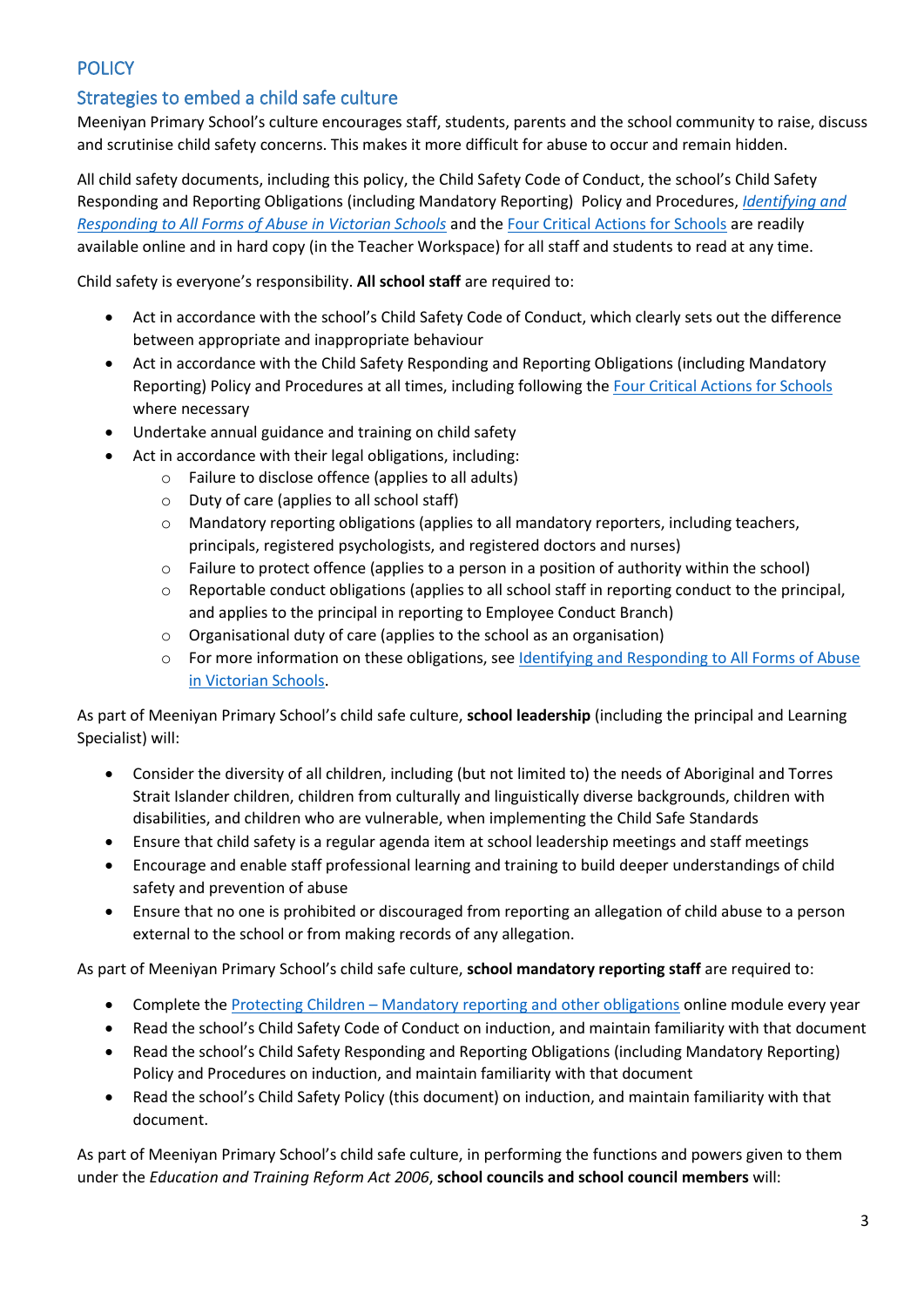## POLICY

### Strategies to embed a child safe culture

Meeniyan Primary School's culture encourages staff, students, parents and the school community to raise, discuss and scrutinise child safety concerns. This makes it more difficult for abuse to occur and remain hidden.

All child safety documents, including this policy, the Child Safety Code of Conduct, the school's Child Safety Responding and Reporting Obligations (including Mandatory Reporting) Policy and Procedures, *Identifying and Responding to All Forms of Abuse in Victorian Schools* and the Four Critical Actions for Schools are readily available online and in hard copy (in the Teacher Workspace) for all staff and students to read at any time.

Child safety is everyone's responsibility. **All school staff** are required to:

- Act in accordance with the school's Child Safety Code of Conduct, which clearly sets out the difference between appropriate and inappropriate behaviour
- Act in accordance with the Child Safety Responding and Reporting Obligations (including Mandatory Reporting) Policy and Procedures at all times, including following the Four Critical Actions for Schools where necessary
- Undertake annual guidance and training on child safety
- Act in accordance with their legal obligations, including:
  - Failure to disclose offence (applies to all adults)
  - Duty of care (applies to all school staff)
  - Mandatory reporting obligations (applies to all mandatory reporters, including teachers, principals, registered psychologists, and registered doctors and nurses)
  - Failure to protect offence (applies to a person in a position of authority within the school)
  - Reportable conduct obligations (applies to all school staff in reporting conduct to the principal, and applies to the principal in reporting to Employee Conduct Branch)
  - Organisational duty of care (applies to the school as an organisation)
  - For more information on these obligations, see Identifying and Responding to All Forms of Abuse in Victorian Schools.

As part of Meeniyan Primary School's child safe culture, **school leadership** (including the principal and Learning Specialist) will:

- Consider the diversity of all children, including (but not limited to) the needs of Aboriginal and Torres Strait Islander children, children from culturally and linguistically diverse backgrounds, children with disabilities, and children who are vulnerable, when implementing the Child Safe Standards
- Ensure that child safety is a regular agenda item at school leadership meetings and staff meetings
- Encourage and enable staff professional learning and training to build deeper understandings of child safety and prevention of abuse
- Ensure that no one is prohibited or discouraged from reporting an allegation of child abuse to a person external to the school or from making records of any allegation.

As part of Meeniyan Primary School's child safe culture, **school mandatory reporting staff** are required to:

- Complete the Protecting Children – Mandatory reporting and other obligations online module every year
- Read the school's Child Safety Code of Conduct on induction, and maintain familiarity with that document
- Read the school's Child Safety Responding and Reporting Obligations (including Mandatory Reporting) Policy and Procedures on induction, and maintain familiarity with that document
- Read the school's Child Safety Policy (this document) on induction, and maintain familiarity with that document.

As part of Meeniyan Primary School's child safe culture, in performing the functions and powers given to them under the *Education and Training Reform Act 2006*, **school councils and school council members** will: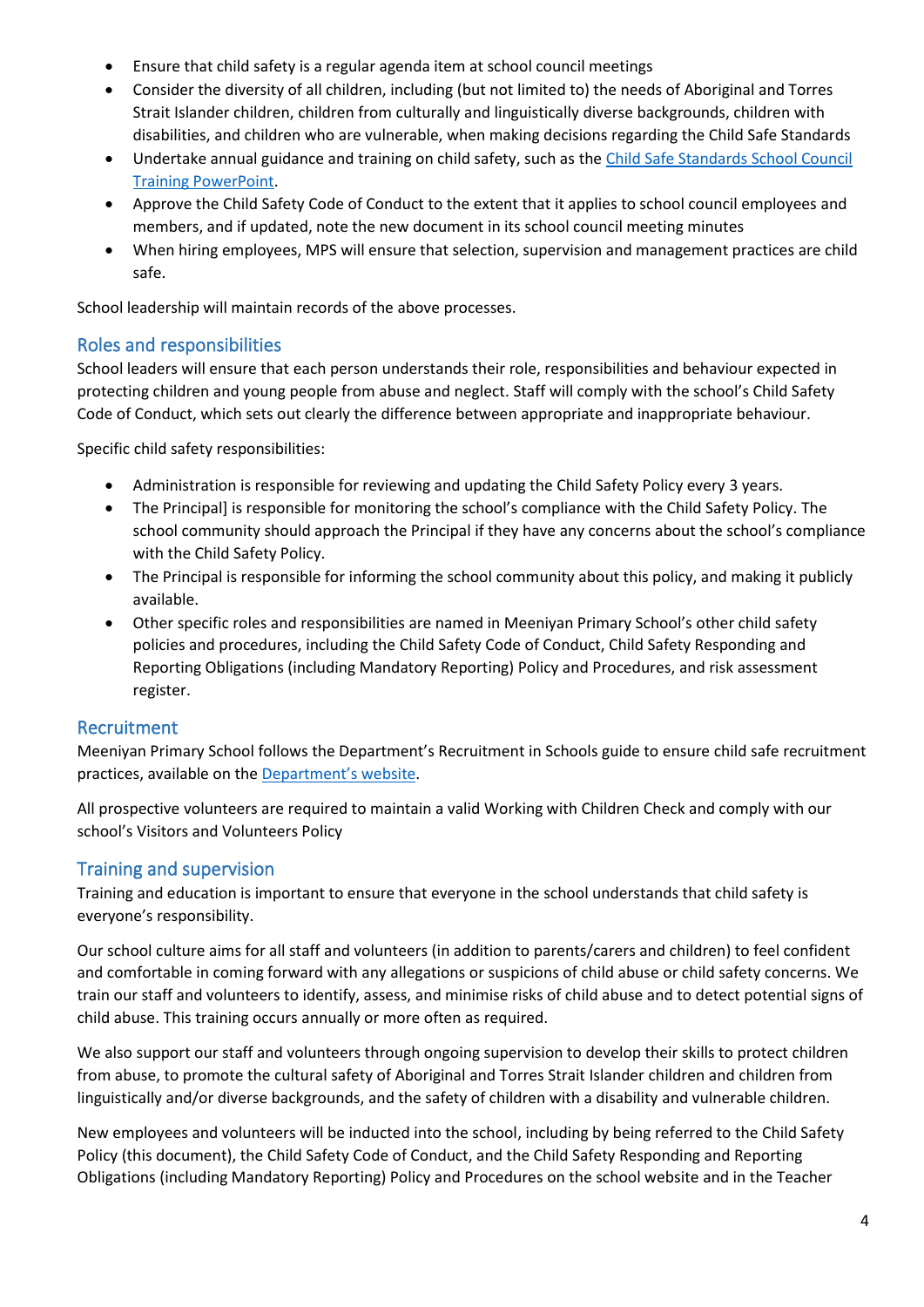- Ensure that child safety is a regular agenda item at school council meetings
- Consider the diversity of all children, including (but not limited to) the needs of Aboriginal and Torres Strait Islander children, children from culturally and linguistically diverse backgrounds, children with disabilities, and children who are vulnerable, when making decisions regarding the Child Safe Standards
- Undertake annual guidance and training on child safety, such as the [Child Safe Standards School Council Training PowerPoint](#).
- Approve the Child Safety Code of Conduct to the extent that it applies to school council employees and members, and if updated, note the new document in its school council meeting minutes
- When hiring employees, MPS will ensure that selection, supervision and management practices are child safe.

School leadership will maintain records of the above processes.

## Roles and responsibilities

School leaders will ensure that each person understands their role, responsibilities and behaviour expected in protecting children and young people from abuse and neglect. Staff will comply with the school's Child Safety Code of Conduct, which sets out clearly the difference between appropriate and inappropriate behaviour.

Specific child safety responsibilities:

- Administration is responsible for reviewing and updating the Child Safety Policy every 3 years.
- The Principal] is responsible for monitoring the school's compliance with the Child Safety Policy. The school community should approach the Principal if they have any concerns about the school's compliance with the Child Safety Policy.
- The Principal is responsible for informing the school community about this policy, and making it publicly available.
- Other specific roles and responsibilities are named in Meeniyan Primary School's other child safety policies and procedures, including the Child Safety Code of Conduct, Child Safety Responding and Reporting Obligations (including Mandatory Reporting) Policy and Procedures, and risk assessment register.

## Recruitment

Meeniyan Primary School follows the Department's Recruitment in Schools guide to ensure child safe recruitment practices, available on the [Department's website](#).

All prospective volunteers are required to maintain a valid Working with Children Check and comply with our school's Visitors and Volunteers Policy

## Training and supervision

Training and education is important to ensure that everyone in the school understands that child safety is everyone's responsibility.

Our school culture aims for all staff and volunteers (in addition to parents/carers and children) to feel confident and comfortable in coming forward with any allegations or suspicions of child abuse or child safety concerns. We train our staff and volunteers to identify, assess, and minimise risks of child abuse and to detect potential signs of child abuse. This training occurs annually or more often as required.

We also support our staff and volunteers through ongoing supervision to develop their skills to protect children from abuse, to promote the cultural safety of Aboriginal and Torres Strait Islander children and children from linguistically and/or diverse backgrounds, and the safety of children with a disability and vulnerable children.

New employees and volunteers will be inducted into the school, including by being referred to the Child Safety Policy (this document), the Child Safety Code of Conduct, and the Child Safety Responding and Reporting Obligations (including Mandatory Reporting) Policy and Procedures on the school website and in the Teacher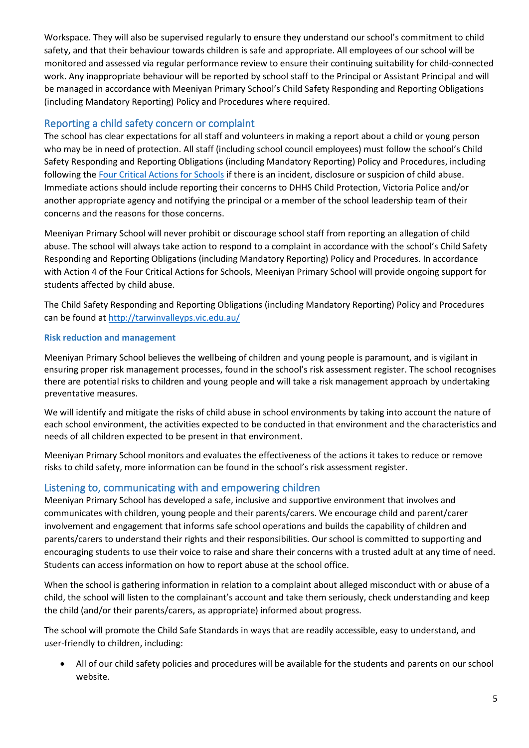Workspace. They will also be supervised regularly to ensure they understand our school's commitment to child safety, and that their behaviour towards children is safe and appropriate. All employees of our school will be monitored and assessed via regular performance review to ensure their continuing suitability for child-connected work. Any inappropriate behaviour will be reported by school staff to the Principal or Assistant Principal and will be managed in accordance with Meeniyan Primary School's Child Safety Responding and Reporting Obligations (including Mandatory Reporting) Policy and Procedures where required.

## Reporting a child safety concern or complaint

The school has clear expectations for all staff and volunteers in making a report about a child or young person who may be in need of protection. All staff (including school council employees) must follow the school's Child Safety Responding and Reporting Obligations (including Mandatory Reporting) Policy and Procedures, including following the [Four Critical Actions for Schools] if there is an incident, disclosure or suspicion of child abuse. Immediate actions should include reporting their concerns to DHHS Child Protection, Victoria Police and/or another appropriate agency and notifying the principal or a member of the school leadership team of their concerns and the reasons for those concerns.

Meeniyan Primary School will never prohibit or discourage school staff from reporting an allegation of child abuse. The school will always take action to respond to a complaint in accordance with the school's Child Safety Responding and Reporting Obligations (including Mandatory Reporting) Policy and Procedures. In accordance with Action 4 of the Four Critical Actions for Schools, Meeniyan Primary School will provide ongoing support for students affected by child abuse.

The Child Safety Responding and Reporting Obligations (including Mandatory Reporting) Policy and Procedures can be found at http://tarwinvalleyps.vic.edu.au/

### Risk reduction and management

Meeniyan Primary School believes the wellbeing of children and young people is paramount, and is vigilant in ensuring proper risk management processes, found in the school's risk assessment register. The school recognises there are potential risks to children and young people and will take a risk management approach by undertaking preventative measures.

We will identify and mitigate the risks of child abuse in school environments by taking into account the nature of each school environment, the activities expected to be conducted in that environment and the characteristics and needs of all children expected to be present in that environment.

Meeniyan Primary School monitors and evaluates the effectiveness of the actions it takes to reduce or remove risks to child safety, more information can be found in the school's risk assessment register.

## Listening to, communicating with and empowering children

Meeniyan Primary School has developed a safe, inclusive and supportive environment that involves and communicates with children, young people and their parents/carers. We encourage child and parent/carer involvement and engagement that informs safe school operations and builds the capability of children and parents/carers to understand their rights and their responsibilities. Our school is committed to supporting and encouraging students to use their voice to raise and share their concerns with a trusted adult at any time of need. Students can access information on how to report abuse at the school office.

When the school is gathering information in relation to a complaint about alleged misconduct with or abuse of a child, the school will listen to the complainant's account and take them seriously, check understanding and keep the child (and/or their parents/carers, as appropriate) informed about progress.

The school will promote the Child Safe Standards in ways that are readily accessible, easy to understand, and user-friendly to children, including:

- All of our child safety policies and procedures will be available for the students and parents on our school website.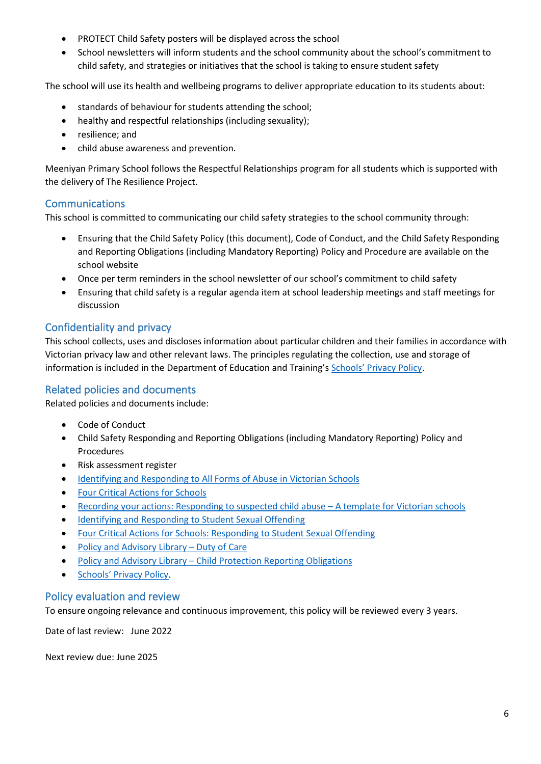- PROTECT Child Safety posters will be displayed across the school
- School newsletters will inform students and the school community about the school's commitment to child safety, and strategies or initiatives that the school is taking to ensure student safety

The school will use its health and wellbeing programs to deliver appropriate education to its students about:

- standards of behaviour for students attending the school;
- healthy and respectful relationships (including sexuality);
- resilience; and
- child abuse awareness and prevention.

Meeniyan Primary School follows the Respectful Relationships program for all students which is supported with the delivery of The Resilience Project.

## Communications

This school is committed to communicating our child safety strategies to the school community through:

- Ensuring that the Child Safety Policy (this document), Code of Conduct, and the Child Safety Responding and Reporting Obligations (including Mandatory Reporting) Policy and Procedure are available on the school website
- Once per term reminders in the school newsletter of our school's commitment to child safety
- Ensuring that child safety is a regular agenda item at school leadership meetings and staff meetings for discussion

## Confidentiality and privacy

This school collects, uses and discloses information about particular children and their families in accordance with Victorian privacy law and other relevant laws. The principles regulating the collection, use and storage of information is included in the Department of Education and Training's Schools' Privacy Policy.

## Related policies and documents

Related policies and documents include:

- Code of Conduct
- Child Safety Responding and Reporting Obligations (including Mandatory Reporting) Policy and Procedures
- Risk assessment register
- Identifying and Responding to All Forms of Abuse in Victorian Schools
- Four Critical Actions for Schools
- Recording your actions: Responding to suspected child abuse – A template for Victorian schools
- Identifying and Responding to Student Sexual Offending
- Four Critical Actions for Schools: Responding to Student Sexual Offending
- Policy and Advisory Library – Duty of Care
- Policy and Advisory Library – Child Protection Reporting Obligations
- Schools' Privacy Policy.

## Policy evaluation and review

To ensure ongoing relevance and continuous improvement, this policy will be reviewed every 3 years.

Date of last review: June 2022

Next review due: June 2025